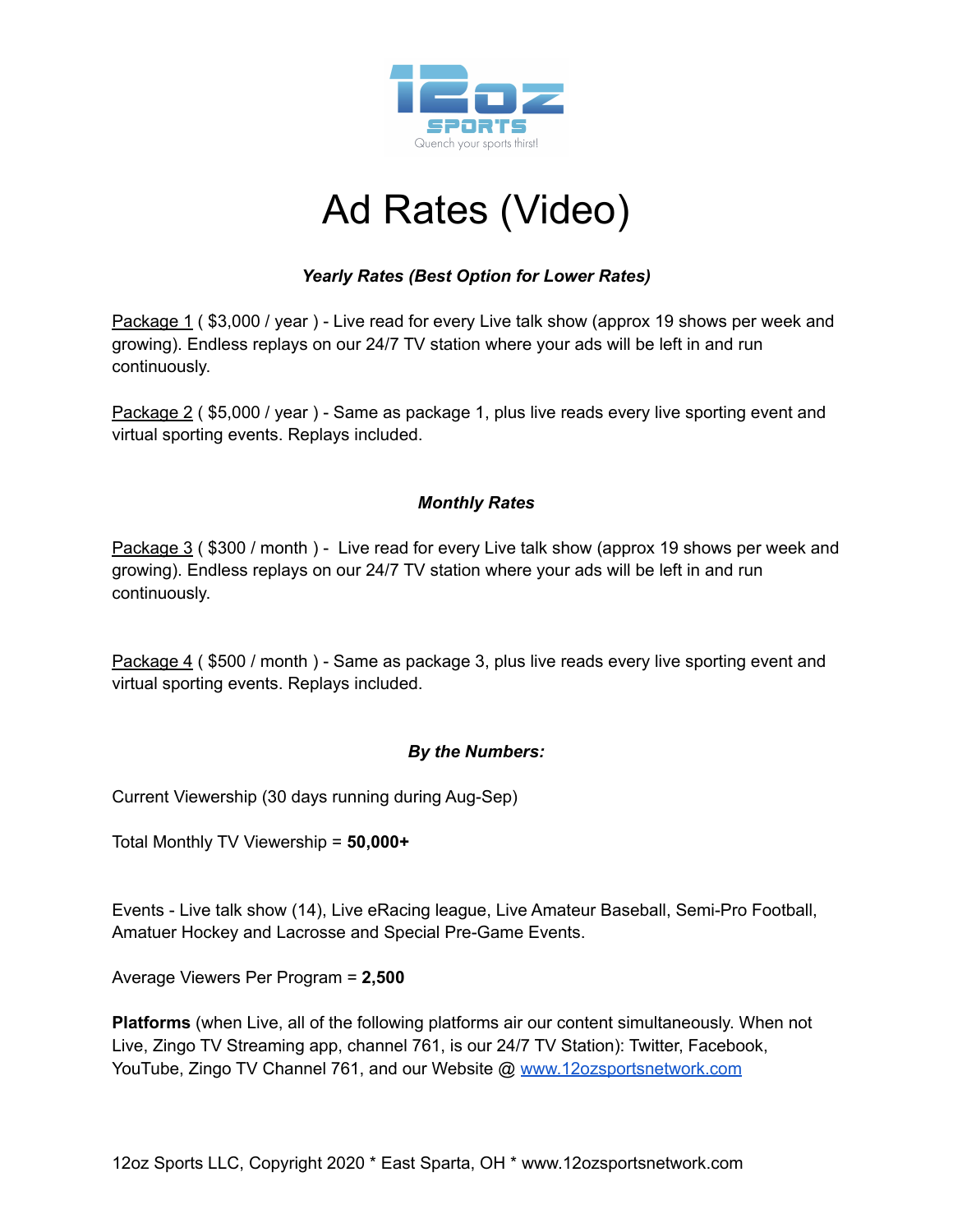# Ad Rates (Video)

***Yearly Rates (Best Option for Lower Rates)***

Package 1 ( $3,000 / year ) - Live read for every Live talk show (approx 19 shows per week and growing). Endless replays on our 24/7 TV station where your ads will be left in and run continuously.

Package 2 ( $5,000 / year ) - Same as package 1, plus live reads every live sporting event and virtual sporting events. Replays included.

***Monthly Rates***

Package 3 ( $300 / month ) - Live read for every Live talk show (approx 19 shows per week and growing). Endless replays on our 24/7 TV station where your ads will be left in and run continuously.

Package 4 ( $500 / month ) - Same as package 3, plus live reads every live sporting event and virtual sporting events. Replays included.

***By the Numbers:***

Current Viewership (30 days running during Aug-Sep)

Total Monthly TV Viewership = **50,000+**

Events - Live talk show (14), Live eRacing league, Live Amateur Baseball, Semi-Pro Football, Amatuer Hockey and Lacrosse and Special Pre-Game Events.

Average Viewers Per Program = **2,500**

**Platforms** (when Live, all of the following platforms air our content simultaneously. When not Live, Zingo TV Streaming app, channel 761, is our 24/7 TV Station): Twitter, Facebook, YouTube, Zingo TV Channel 761, and our Website @ [www.12ozsportsnetwork.com](http://www.12ozsportsnetwork.com)

12oz Sports LLC, Copyright 2020 * East Sparta, OH * www.12ozsportsnetwork.com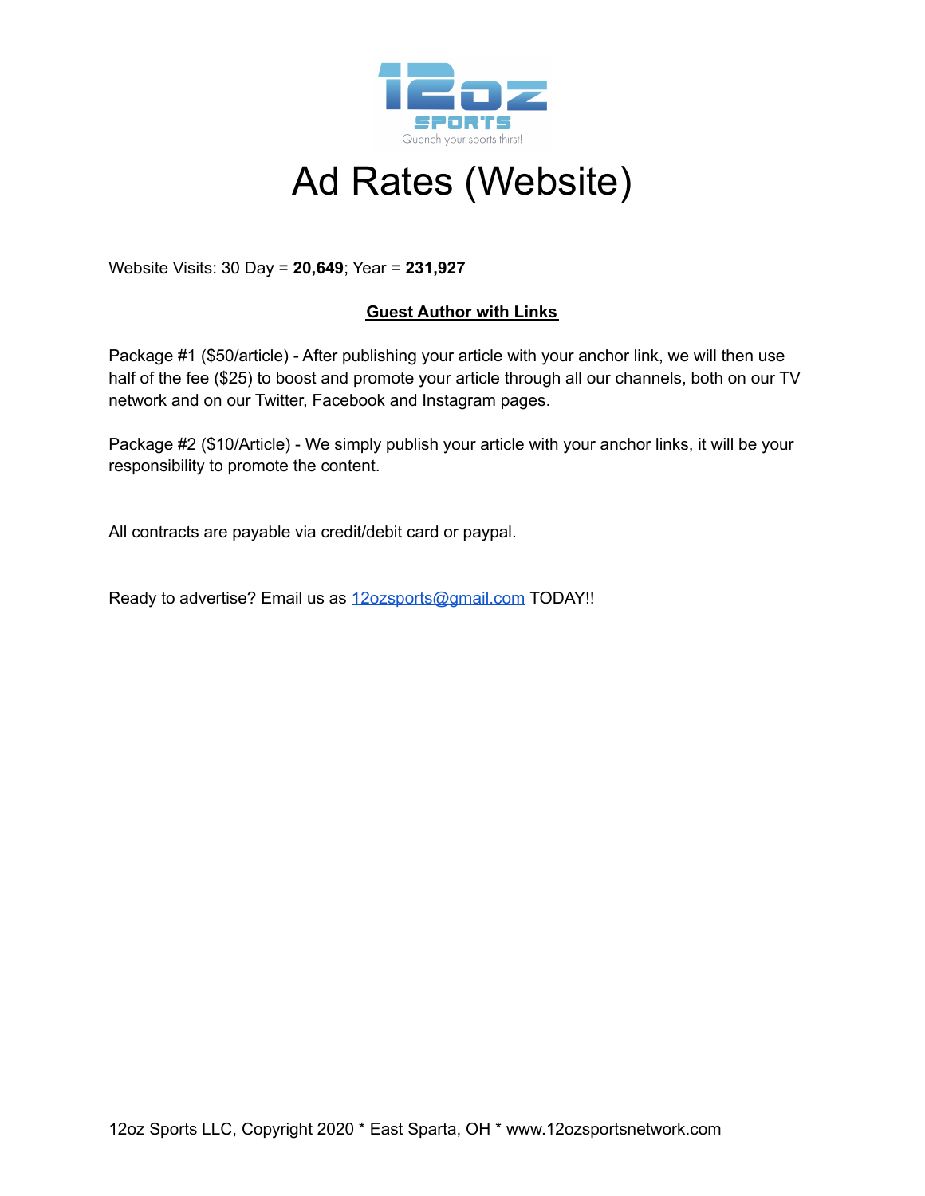# Ad Rates (Website)

Website Visits: 30 Day = **20,649**; Year = **231,927**

**Guest Author with Links**

Package #1 ($50/article) - After publishing your article with your anchor link, we will then use half of the fee ($25) to boost and promote your article through all our channels, both on our TV network and on our Twitter, Facebook and Instagram pages.

Package #2 ($10/Article) - We simply publish your article with your anchor links, it will be your responsibility to promote the content.

All contracts are payable via credit/debit card or paypal.

Ready to advertise? Email us as 12ozsports@gmail.com TODAY!!

12oz Sports LLC, Copyright 2020 * East Sparta, OH * www.12ozsportsnetwork.com